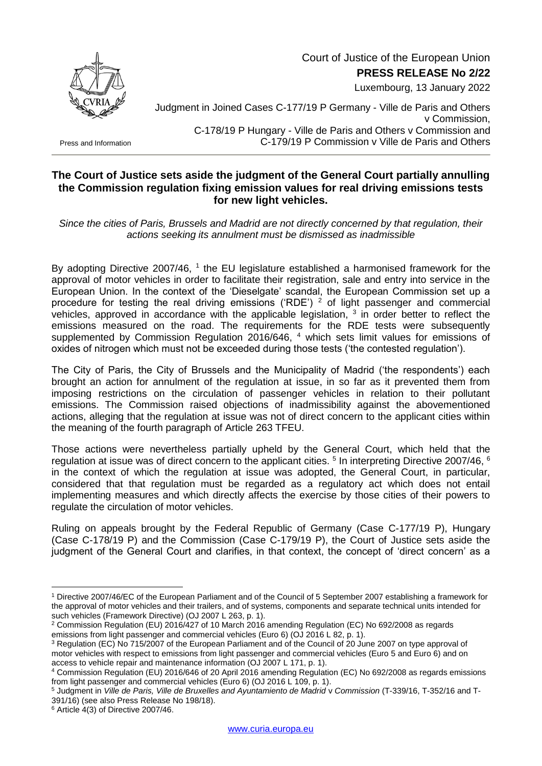Court of Justice of the European Union

**PRESS RELEASE No 2/22**

Luxembourg, 13 January 2022

Press and Information

Judgment in Joined Cases C-177/19 P Germany - Ville de Paris and Others v Commission,
C-178/19 P Hungary - Ville de Paris and Others v Commission and
C-179/19 P Commission v Ville de Paris and Others

## The Court of Justice sets aside the judgment of the General Court partially annulling the Commission regulation fixing emission values for real driving emissions tests for new light vehicles.

*Since the cities of Paris, Brussels and Madrid are not directly concerned by that regulation, their actions seeking its annulment must be dismissed as inadmissible*

By adopting Directive 2007/46, [1] the EU legislature established a harmonised framework for the approval of motor vehicles in order to facilitate their registration, sale and entry into service in the European Union. In the context of the 'Dieselgate' scandal, the European Commission set up a procedure for testing the real driving emissions ('RDE') [2] of light passenger and commercial vehicles, approved in accordance with the applicable legislation, [3] in order better to reflect the emissions measured on the road. The requirements for the RDE tests were subsequently supplemented by Commission Regulation 2016/646, [4] which sets limit values for emissions of oxides of nitrogen which must not be exceeded during those tests ('the contested regulation').

The City of Paris, the City of Brussels and the Municipality of Madrid ('the respondents') each brought an action for annulment of the regulation at issue, in so far as it prevented them from imposing restrictions on the circulation of passenger vehicles in relation to their pollutant emissions. The Commission raised objections of inadmissibility against the abovementioned actions, alleging that the regulation at issue was not of direct concern to the applicant cities within the meaning of the fourth paragraph of Article 263 TFEU.

Those actions were nevertheless partially upheld by the General Court, which held that the regulation at issue was of direct concern to the applicant cities. [5] In interpreting Directive 2007/46, [6] in the context of which the regulation at issue was adopted, the General Court, in particular, considered that that regulation must be regarded as a regulatory act which does not entail implementing measures and which directly affects the exercise by those cities of their powers to regulate the circulation of motor vehicles.

Ruling on appeals brought by the Federal Republic of Germany (Case C-177/19 P), Hungary (Case C-178/19 P) and the Commission (Case C-179/19 P), the Court of Justice sets aside the judgment of the General Court and clarifies, in that context, the concept of 'direct concern' as a

---

[1] Directive 2007/46/EC of the European Parliament and of the Council of 5 September 2007 establishing a framework for the approval of motor vehicles and their trailers, and of systems, components and separate technical units intended for such vehicles (Framework Directive) (OJ 2007 L 263, p. 1).

[2] Commission Regulation (EU) 2016/427 of 10 March 2016 amending Regulation (EC) No 692/2008 as regards emissions from light passenger and commercial vehicles (Euro 6) (OJ 2016 L 82, p. 1).

[3] Regulation (EC) No 715/2007 of the European Parliament and of the Council of 20 June 2007 on type approval of motor vehicles with respect to emissions from light passenger and commercial vehicles (Euro 5 and Euro 6) and on access to vehicle repair and maintenance information (OJ 2007 L 171, p. 1).

[4] Commission Regulation (EU) 2016/646 of 20 April 2016 amending Regulation (EC) No 692/2008 as regards emissions from light passenger and commercial vehicles (Euro 6) (OJ 2016 L 109, p. 1).

[5] Judgment in *Ville de Paris, Ville de Bruxelles and Ayuntamiento de Madrid* v *Commission* (T-339/16, T-352/16 and T-391/16) (see also Press Release No 198/18).

[6] Article 4(3) of Directive 2007/46.

www.curia.europa.eu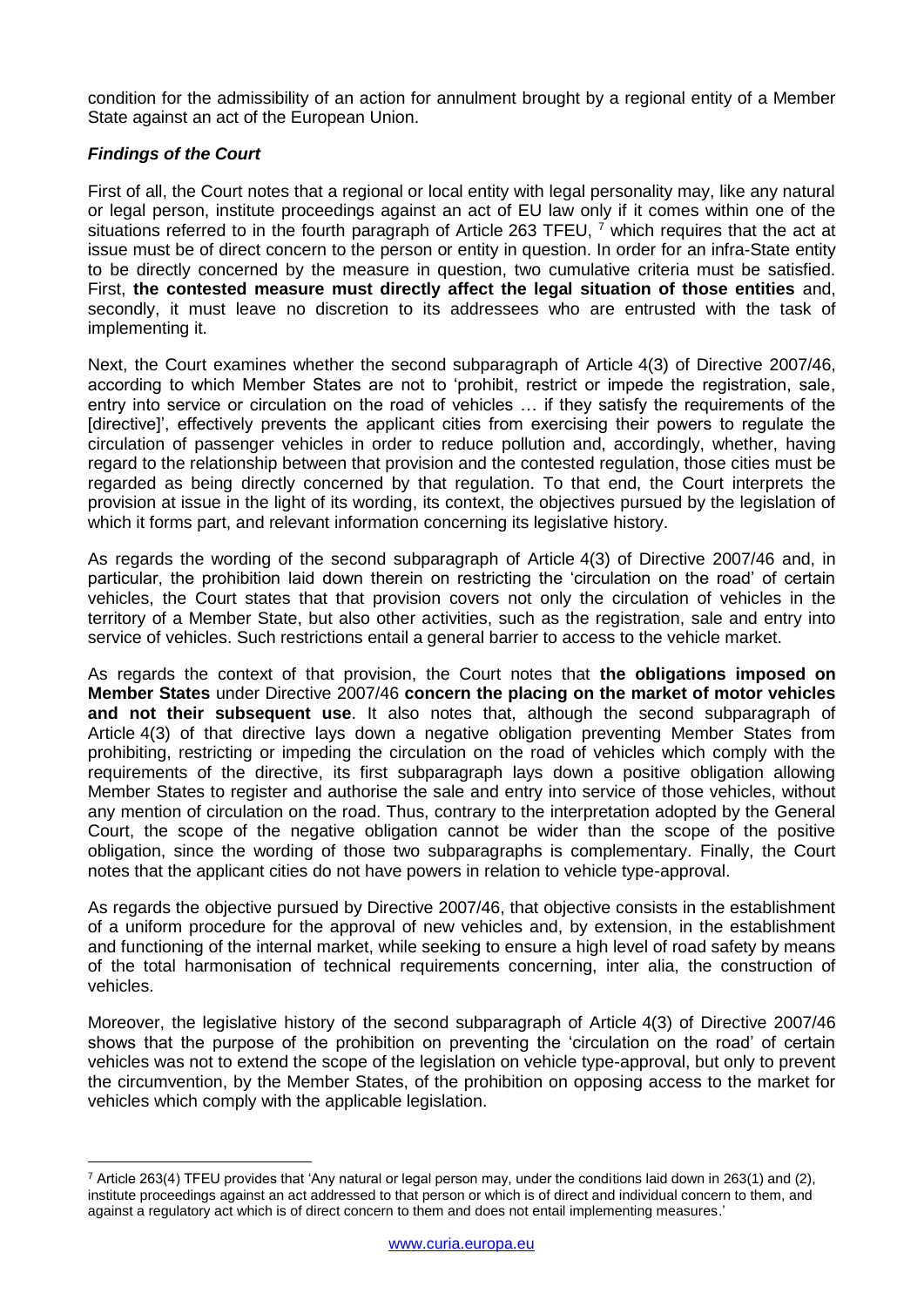condition for the admissibility of an action for annulment brought by a regional entity of a Member State against an act of the European Union.

### *Findings of the Court*

First of all, the Court notes that a regional or local entity with legal personality may, like any natural or legal person, institute proceedings against an act of EU law only if it comes within one of the situations referred to in the fourth paragraph of Article 263 TFEU, [7] which requires that the act at issue must be of direct concern to the person or entity in question. In order for an infra-State entity to be directly concerned by the measure in question, two cumulative criteria must be satisfied. First, **the contested measure must directly affect the legal situation of those entities** and, secondly, it must leave no discretion to its addressees who are entrusted with the task of implementing it.

Next, the Court examines whether the second subparagraph of Article 4(3) of Directive 2007/46, according to which Member States are not to 'prohibit, restrict or impede the registration, sale, entry into service or circulation on the road of vehicles … if they satisfy the requirements of the [directive]', effectively prevents the applicant cities from exercising their powers to regulate the circulation of passenger vehicles in order to reduce pollution and, accordingly, whether, having regard to the relationship between that provision and the contested regulation, those cities must be regarded as being directly concerned by that regulation. To that end, the Court interprets the provision at issue in the light of its wording, its context, the objectives pursued by the legislation of which it forms part, and relevant information concerning its legislative history.

As regards the wording of the second subparagraph of Article 4(3) of Directive 2007/46 and, in particular, the prohibition laid down therein on restricting the 'circulation on the road' of certain vehicles, the Court states that that provision covers not only the circulation of vehicles in the territory of a Member State, but also other activities, such as the registration, sale and entry into service of vehicles. Such restrictions entail a general barrier to access to the vehicle market.

As regards the context of that provision, the Court notes that **the obligations imposed on Member States** under Directive 2007/46 **concern the placing on the market of motor vehicles and not their subsequent use**. It also notes that, although the second subparagraph of Article 4(3) of that directive lays down a negative obligation preventing Member States from prohibiting, restricting or impeding the circulation on the road of vehicles which comply with the requirements of the directive, its first subparagraph lays down a positive obligation allowing Member States to register and authorise the sale and entry into service of those vehicles, without any mention of circulation on the road. Thus, contrary to the interpretation adopted by the General Court, the scope of the negative obligation cannot be wider than the scope of the positive obligation, since the wording of those two subparagraphs is complementary. Finally, the Court notes that the applicant cities do not have powers in relation to vehicle type-approval.

As regards the objective pursued by Directive 2007/46, that objective consists in the establishment of a uniform procedure for the approval of new vehicles and, by extension, in the establishment and functioning of the internal market, while seeking to ensure a high level of road safety by means of the total harmonisation of technical requirements concerning, inter alia, the construction of vehicles.

Moreover, the legislative history of the second subparagraph of Article 4(3) of Directive 2007/46 shows that the purpose of the prohibition on preventing the 'circulation on the road' of certain vehicles was not to extend the scope of the legislation on vehicle type-approval, but only to prevent the circumvention, by the Member States, of the prohibition on opposing access to the market for vehicles which comply with the applicable legislation.

[7] Article 263(4) TFEU provides that 'Any natural or legal person may, under the conditions laid down in 263(1) and (2), institute proceedings against an act addressed to that person or which is of direct and individual concern to them, and against a regulatory act which is of direct concern to them and does not entail implementing measures.'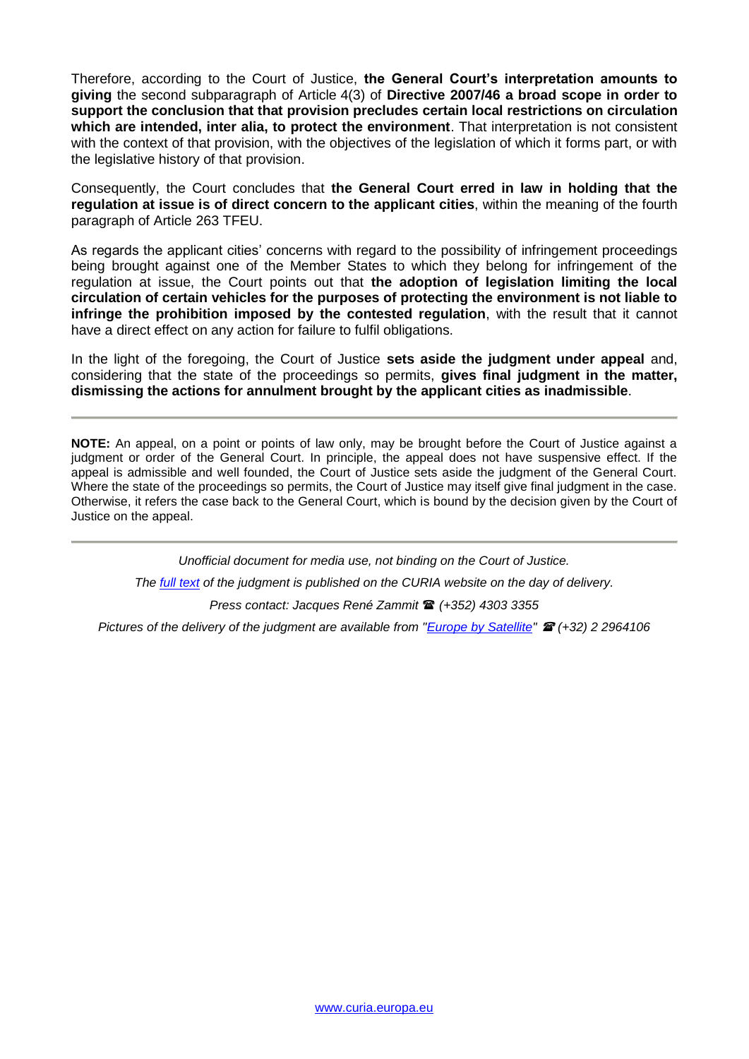Therefore, according to the Court of Justice, **the General Court's interpretation amounts to giving** the second subparagraph of Article 4(3) of **Directive 2007/46 a broad scope in order to support the conclusion that that provision precludes certain local restrictions on circulation which are intended, inter alia, to protect the environment**. That interpretation is not consistent with the context of that provision, with the objectives of the legislation of which it forms part, or with the legislative history of that provision.

Consequently, the Court concludes that **the General Court erred in law in holding that the regulation at issue is of direct concern to the applicant cities**, within the meaning of the fourth paragraph of Article 263 TFEU.

As regards the applicant cities' concerns with regard to the possibility of infringement proceedings being brought against one of the Member States to which they belong for infringement of the regulation at issue, the Court points out that **the adoption of legislation limiting the local circulation of certain vehicles for the purposes of protecting the environment is not liable to infringe the prohibition imposed by the contested regulation**, with the result that it cannot have a direct effect on any action for failure to fulfil obligations.

In the light of the foregoing, the Court of Justice **sets aside the judgment under appeal** and, considering that the state of the proceedings so permits, **gives final judgment in the matter, dismissing the actions for annulment brought by the applicant cities as inadmissible**.

---

**NOTE:** An appeal, on a point or points of law only, may be brought before the Court of Justice against a judgment or order of the General Court. In principle, the appeal does not have suspensive effect. If the appeal is admissible and well founded, the Court of Justice sets aside the judgment of the General Court. Where the state of the proceedings so permits, the Court of Justice may itself give final judgment in the case. Otherwise, it refers the case back to the General Court, which is bound by the decision given by the Court of Justice on the appeal.

---

*Unofficial document for media use, not binding on the Court of Justice.*

*The [full text](#) of the judgment is published on the CURIA website on the day of delivery.*

*Press contact: Jacques René Zammit ☎ (+352) 4303 3355*

*Pictures of the delivery of the judgment are available from "[Europe by Satellite](#)" ☎ (+32) 2 2964106*

www.curia.europa.eu